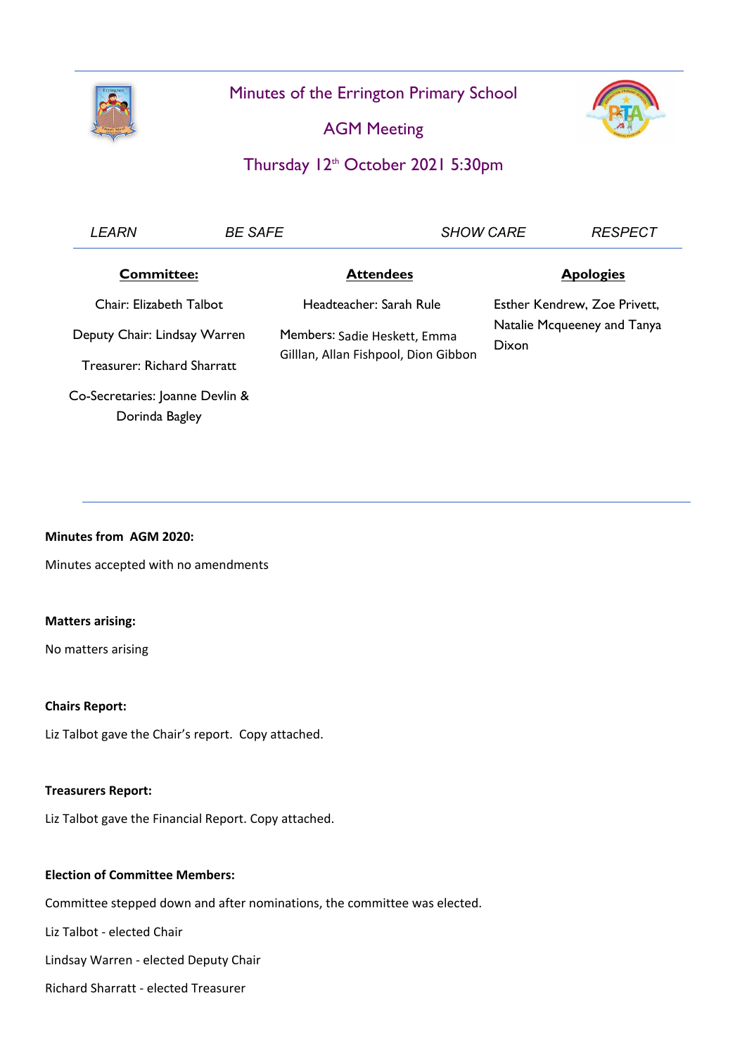# Minutes of the Errington Primary School

## AGM Meeting

## Thursday 12th October 2021 5:30pm

*LEARN* *BE SAFE* *SHOW CARE* *RESPECT*

| **Committee:** | **Attendees** | **Apologies** |
|---|---|---|
| Chair: Elizabeth Talbot | Headteacher: Sarah Rule | Esther Kendrew, Zoe Privett, Natalie Mcqueeney and Tanya Dixon |
| Deputy Chair: Lindsay Warren | Members: Sadie Heskett, Emma Gilllan, Allan Fishpool, Dion Gibbon | |
| Treasurer: Richard Sharratt | | |
| Co-Secretaries: Joanne Devlin & Dorinda Bagley | | |

**Minutes from AGM 2020:**

Minutes accepted with no amendments

**Matters arising:**

No matters arising

**Chairs Report:**

Liz Talbot gave the Chair's report. Copy attached.

**Treasurers Report:**

Liz Talbot gave the Financial Report. Copy attached.

**Election of Committee Members:**

Committee stepped down and after nominations, the committee was elected.

Liz Talbot - elected Chair

Lindsay Warren - elected Deputy Chair

Richard Sharratt - elected Treasurer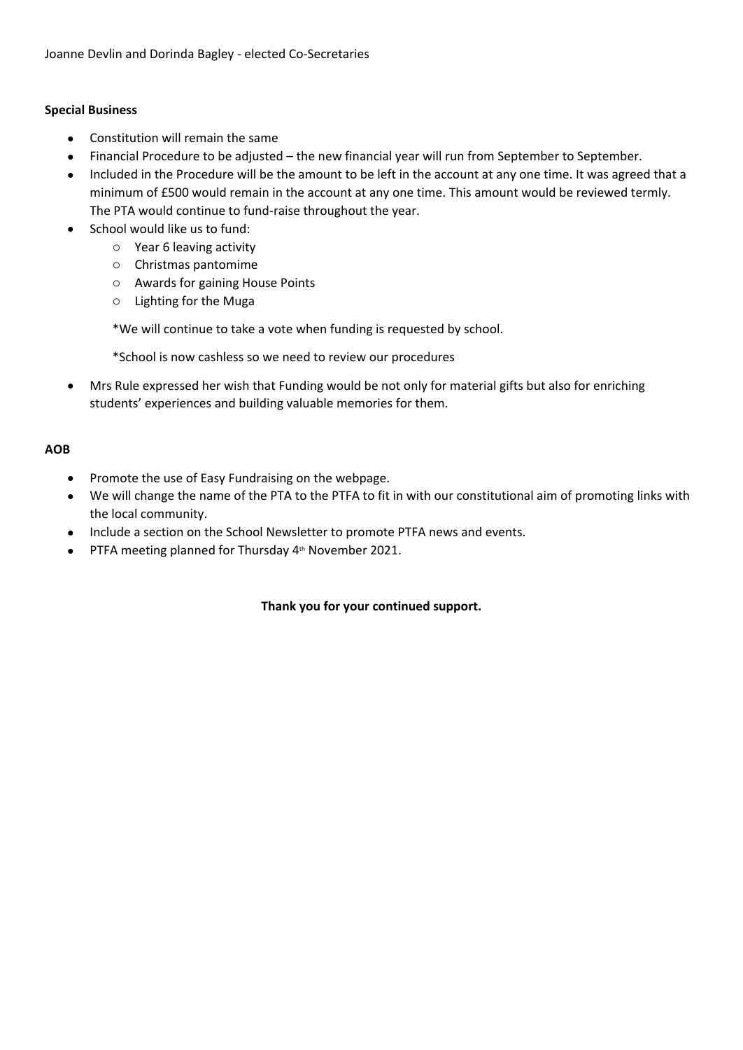Joanne Devlin and Dorinda Bagley - elected Co-Secretaries

**Special Business**

- Constitution will remain the same
- Financial Procedure to be adjusted – the new financial year will run from September to September.
- Included in the Procedure will be the amount to be left in the account at any one time. It was agreed that a minimum of £500 would remain in the account at any one time. This amount would be reviewed termly. The PTA would continue to fund-raise throughout the year.
- School would like us to fund:
    - Year 6 leaving activity
    - Christmas pantomime
    - Awards for gaining House Points
    - Lighting for the Muga

  *We will continue to take a vote when funding is requested by school.

  *School is now cashless so we need to review our procedures

- Mrs Rule expressed her wish that Funding would be not only for material gifts but also for enriching students' experiences and building valuable memories for them.

**AOB**

- Promote the use of Easy Fundraising on the webpage.
- We will change the name of the PTA to the PTFA to fit in with our constitutional aim of promoting links with the local community.
- Include a section on the School Newsletter to promote PTFA news and events.
- PTFA meeting planned for Thursday 4th November 2021.

**Thank you for your continued support.**